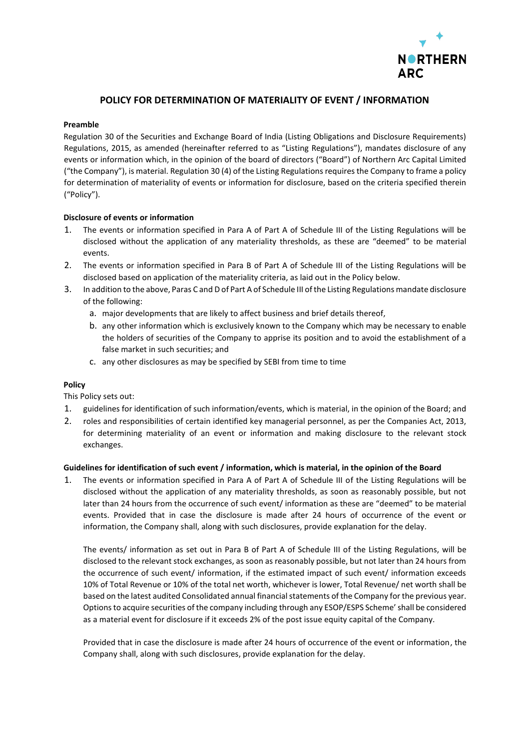# POLICY FOR DETERMINATION OF MATERIALITY OF EVENT / INFORMATION

**Preamble**

Regulation 30 of the Securities and Exchange Board of India (Listing Obligations and Disclosure Requirements) Regulations, 2015, as amended (hereinafter referred to as "Listing Regulations"), mandates disclosure of any events or information which, in the opinion of the board of directors ("Board") of Northern Arc Capital Limited ("the Company"), is material. Regulation 30 (4) of the Listing Regulations requires the Company to frame a policy for determination of materiality of events or information for disclosure, based on the criteria specified therein ("Policy").

**Disclosure of events or information**

1. The events or information specified in Para A of Part A of Schedule III of the Listing Regulations will be disclosed without the application of any materiality thresholds, as these are "deemed" to be material events.
2. The events or information specified in Para B of Part A of Schedule III of the Listing Regulations will be disclosed based on application of the materiality criteria, as laid out in the Policy below.
3. In addition to the above, Paras C and D of Part A of Schedule III of the Listing Regulations mandate disclosure of the following:
   a. major developments that are likely to affect business and brief details thereof,
   b. any other information which is exclusively known to the Company which may be necessary to enable the holders of securities of the Company to apprise its position and to avoid the establishment of a false market in such securities; and
   c. any other disclosures as may be specified by SEBI from time to time

**Policy**

This Policy sets out:

1. guidelines for identification of such information/events, which is material, in the opinion of the Board; and
2. roles and responsibilities of certain identified key managerial personnel, as per the Companies Act, 2013, for determining materiality of an event or information and making disclosure to the relevant stock exchanges.

**Guidelines for identification of such event / information, which is material, in the opinion of the Board**

1. The events or information specified in Para A of Part A of Schedule III of the Listing Regulations will be disclosed without the application of any materiality thresholds, as soon as reasonably possible, but not later than 24 hours from the occurrence of such event/ information as these are "deemed" to be material events. Provided that in case the disclosure is made after 24 hours of occurrence of the event or information, the Company shall, along with such disclosures, provide explanation for the delay.

   The events/ information as set out in Para B of Part A of Schedule III of the Listing Regulations, will be disclosed to the relevant stock exchanges, as soon as reasonably possible, but not later than 24 hours from the occurrence of such event/ information, if the estimated impact of such event/ information exceeds 10% of Total Revenue or 10% of the total net worth, whichever is lower, Total Revenue/ net worth shall be based on the latest audited Consolidated annual financial statements of the Company for the previous year. Options to acquire securities of the company including through any ESOP/ESPS Scheme' shall be considered as a material event for disclosure if it exceeds 2% of the post issue equity capital of the Company.

   Provided that in case the disclosure is made after 24 hours of occurrence of the event or information, the Company shall, along with such disclosures, provide explanation for the delay.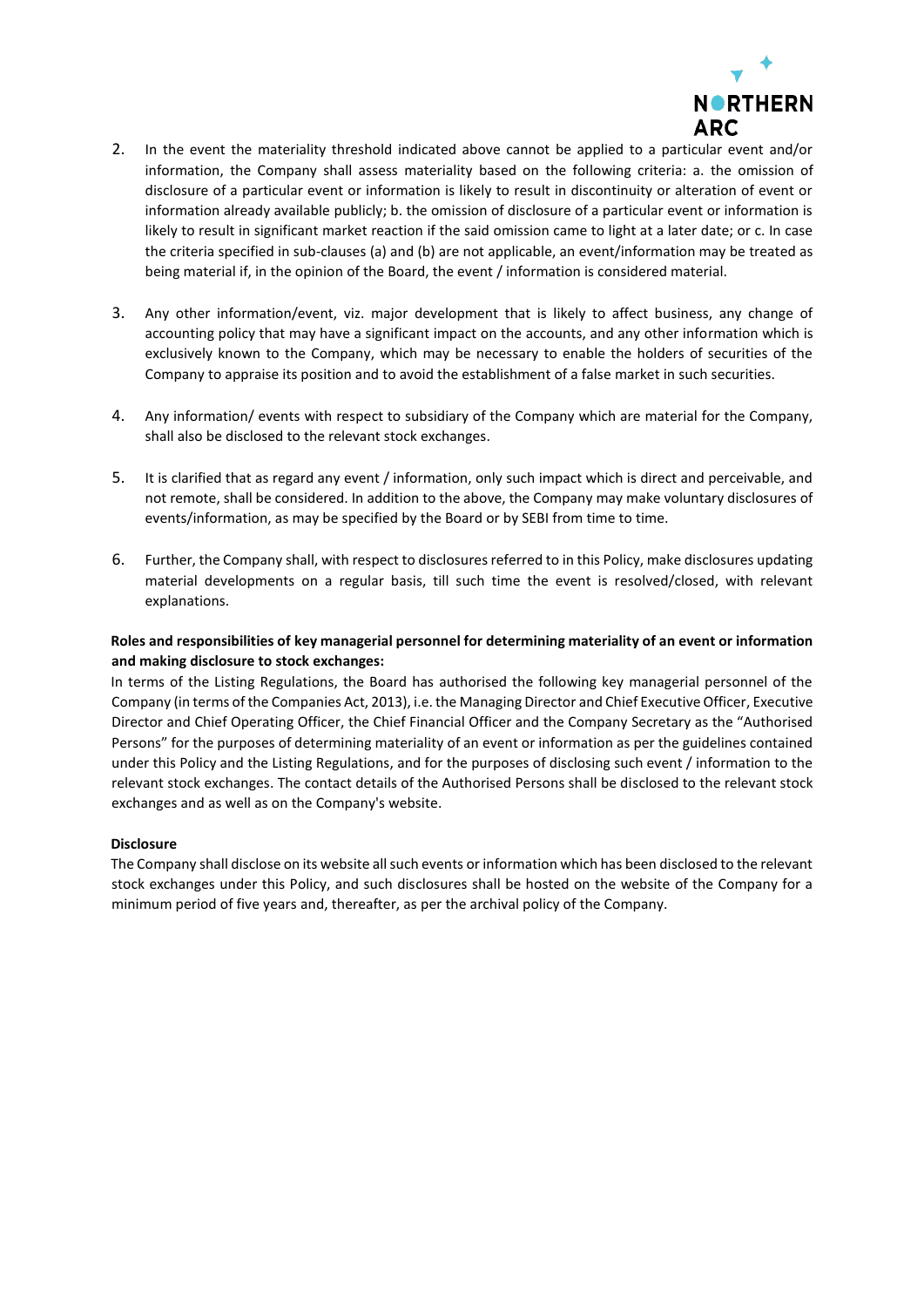2. In the event the materiality threshold indicated above cannot be applied to a particular event and/or information, the Company shall assess materiality based on the following criteria: a. the omission of disclosure of a particular event or information is likely to result in discontinuity or alteration of event or information already available publicly; b. the omission of disclosure of a particular event or information is likely to result in significant market reaction if the said omission came to light at a later date; or c. In case the criteria specified in sub-clauses (a) and (b) are not applicable, an event/information may be treated as being material if, in the opinion of the Board, the event / information is considered material.

3. Any other information/event, viz. major development that is likely to affect business, any change of accounting policy that may have a significant impact on the accounts, and any other information which is exclusively known to the Company, which may be necessary to enable the holders of securities of the Company to appraise its position and to avoid the establishment of a false market in such securities.

4. Any information/ events with respect to subsidiary of the Company which are material for the Company, shall also be disclosed to the relevant stock exchanges.

5. It is clarified that as regard any event / information, only such impact which is direct and perceivable, and not remote, shall be considered. In addition to the above, the Company may make voluntary disclosures of events/information, as may be specified by the Board or by SEBI from time to time.

6. Further, the Company shall, with respect to disclosures referred to in this Policy, make disclosures updating material developments on a regular basis, till such time the event is resolved/closed, with relevant explanations.

**Roles and responsibilities of key managerial personnel for determining materiality of an event or information and making disclosure to stock exchanges:**

In terms of the Listing Regulations, the Board has authorised the following key managerial personnel of the Company (in terms of the Companies Act, 2013), i.e. the Managing Director and Chief Executive Officer, Executive Director and Chief Operating Officer, the Chief Financial Officer and the Company Secretary as the "Authorised Persons" for the purposes of determining materiality of an event or information as per the guidelines contained under this Policy and the Listing Regulations, and for the purposes of disclosing such event / information to the relevant stock exchanges. The contact details of the Authorised Persons shall be disclosed to the relevant stock exchanges and as well as on the Company's website.

**Disclosure**

The Company shall disclose on its website all such events or information which has been disclosed to the relevant stock exchanges under this Policy, and such disclosures shall be hosted on the website of the Company for a minimum period of five years and, thereafter, as per the archival policy of the Company.